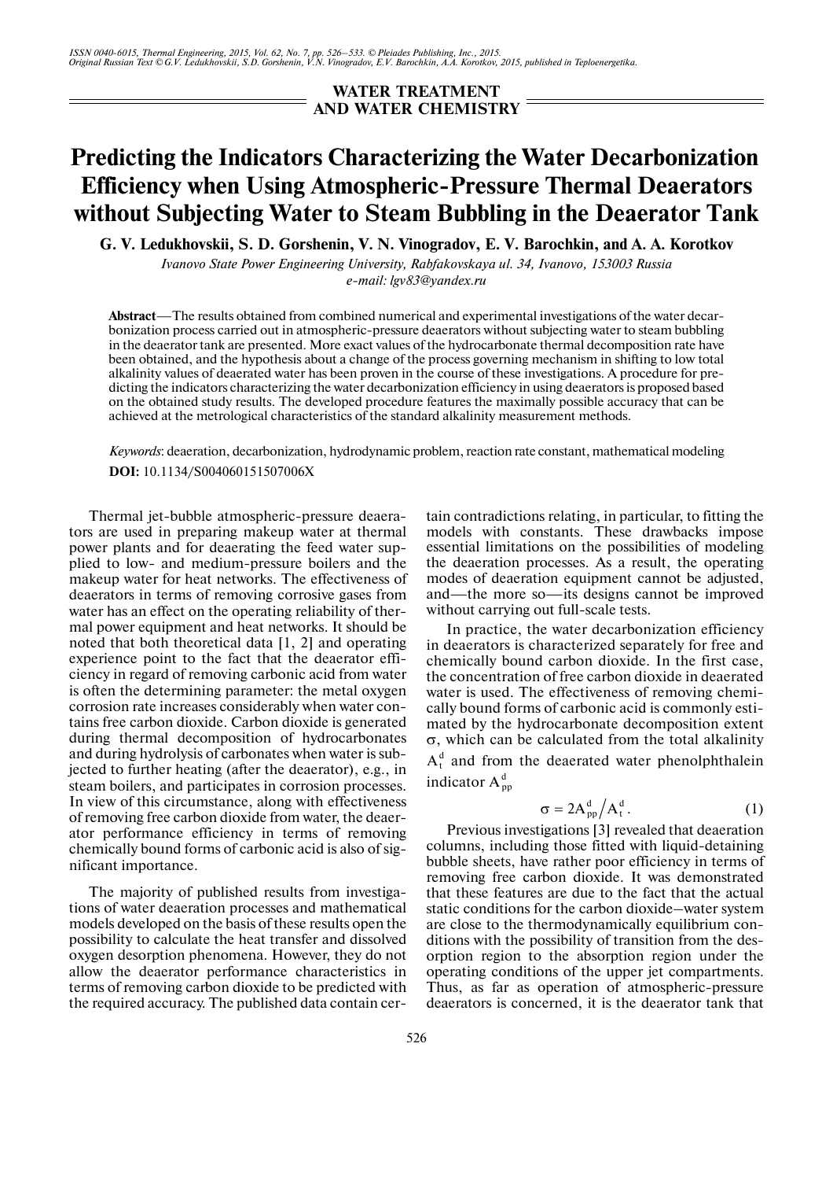WATER TREATMENT AND WATER CHEMISTRY

# Predicting the Indicators Characterizing the Water Decarbonization Efficiency when Using Atmospheric-Pressure Thermal Deaerators without Subjecting Water to Steam Bubbling in the Deaerator Tank

**G. V. Ledukhovskii, S. D. Gorshenin, V. N. Vinogradov, E. V. Barochkin, and A. A. Korotkov**

*Ivanovo State Power Engineering University, Rabfakovskaya ul. 34, Ivanovo, 153003 Russia*
*e-mail: lgv83@yandex.ru*

**Abstract**—The results obtained from combined numerical and experimental investigations of the water decarbonization process carried out in atmospheric-pressure deaerators without subjecting water to steam bubbling in the deaerator tank are presented. More exact values of the hydrocarbonate thermal decomposition rate have been obtained, and the hypothesis about a change of the process governing mechanism in shifting to low total alkalinity values of deaerated water has been proven in the course of these investigations. A procedure for predicting the indicators characterizing the water decarbonization efficiency in using deaerators is proposed based on the obtained study results. The developed procedure features the maximally possible accuracy that can be achieved at the metrological characteristics of the standard alkalinity measurement methods.

*Keywords*: deaeration, decarbonization, hydrodynamic problem, reaction rate constant, mathematical modeling

**DOI:** 10.1134/S004060151507006X

Thermal jet-bubble atmospheric-pressure deaerators are used in preparing makeup water at thermal power plants and for deaerating the feed water supplied to low- and medium-pressure boilers and the makeup water for heat networks. The effectiveness of deaerators in terms of removing corrosive gases from water has an effect on the operating reliability of thermal power equipment and heat networks. It should be noted that both theoretical data [1, 2] and operating experience point to the fact that the deaerator efficiency in regard of removing carbonic acid from water is often the determining parameter: the metal oxygen corrosion rate increases considerably when water contains free carbon dioxide. Carbon dioxide is generated during thermal decomposition of hydrocarbonates and during hydrolysis of carbonates when water is subjected to further heating (after the deaerator), e.g., in steam boilers, and participates in corrosion processes. In view of this circumstance, along with effectiveness of removing free carbon dioxide from water, the deaerator performance efficiency in terms of removing chemically bound forms of carbonic acid is also of significant importance.

The majority of published results from investigations of water deaeration processes and mathematical models developed on the basis of these results open the possibility to calculate the heat transfer and dissolved oxygen desorption phenomena. However, they do not allow the deaerator performance characteristics in terms of removing carbon dioxide to be predicted with the required accuracy. The published data contain certain contradictions relating, in particular, to fitting the models with constants. These drawbacks impose essential limitations on the possibilities of modeling the deaeration processes. As a result, the operating modes of deaeration equipment cannot be adjusted, and—the more so—its designs cannot be improved without carrying out full-scale tests.

In practice, the water decarbonization efficiency in deaerators is characterized separately for free and chemically bound carbon dioxide. In the first case, the concentration of free carbon dioxide in deaerated water is used. The effectiveness of removing chemically bound forms of carbonic acid is commonly estimated by the hydrocarbonate decomposition extent σ, which can be calculated from the total alkalinity $A_t^d$ and from the deaerated water phenolphthalein indicator $A_{pp}^d$

$$\sigma = 2A_{pp}^d / A_t^d. \qquad (1)$$

Previous investigations [3] revealed that deaeration columns, including those fitted with liquid-detaining bubble sheets, have rather poor efficiency in terms of removing free carbon dioxide. It was demonstrated that these features are due to the fact that the actual static conditions for the carbon dioxide–water system are close to the thermodynamically equilibrium conditions with the possibility of transition from the desorption region to the absorption region under the operating conditions of the upper jet compartments. Thus, as far as operation of atmospheric-pressure deaerators is concerned, it is the deaerator tank that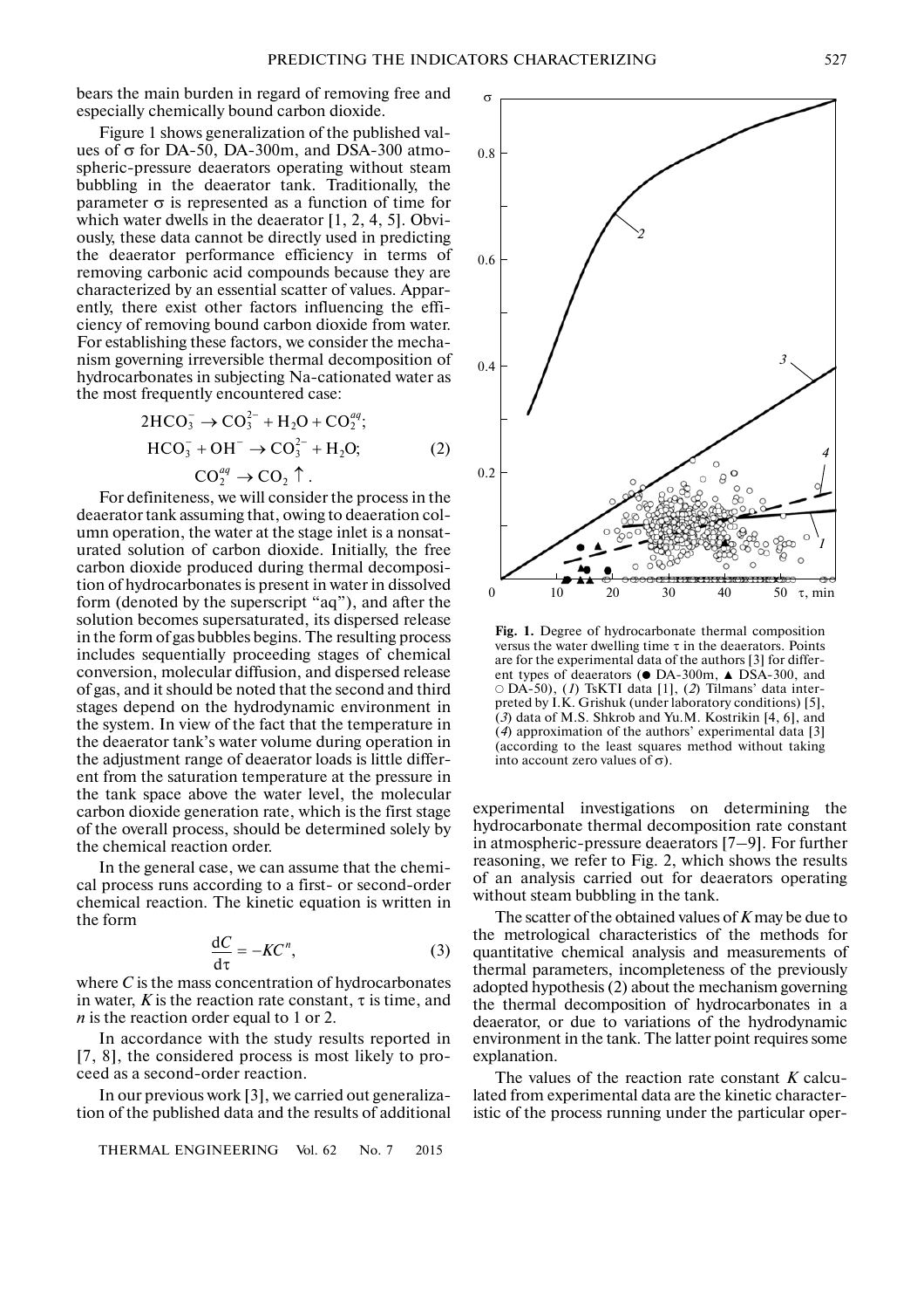bears the main burden in regard of removing free and especially chemically bound carbon dioxide.

Figure 1 shows generalization of the published values of $\sigma$ for DA-50, DA-300m, and DSA-300 atmospheric-pressure deaerators operating without steam bubbling in the deaerator tank. Traditionally, the parameter $\sigma$ is represented as a function of time for which water dwells in the deaerator [1, 2, 4, 5]. Obviously, these data cannot be directly used in predicting the deaerator performance efficiency in terms of removing carbonic acid compounds because they are characterized by an essential scatter of values. Apparently, there exist other factors influencing the efficiency of removing bound carbon dioxide from water. For establishing these factors, we consider the mechanism governing irreversible thermal decomposition of hydrocarbonates in subjecting Na-cationated water as the most frequently encountered case:

$$2HCO_3^- \rightarrow CO_3^{2-} + H_2O + CO_2^{aq};$$
$$HCO_3^- + OH^- \rightarrow CO_3^{2-} + H_2O; \quad (2)$$
$$CO_2^{aq} \rightarrow CO_2 \uparrow.$$

For definiteness, we will consider the process in the deaerator tank assuming that, owing to deaeration column operation, the water at the stage inlet is a nonsaturated solution of carbon dioxide. Initially, the free carbon dioxide produced during thermal decomposition of hydrocarbonates is present in water in dissolved form (denoted by the superscript "aq"), and after the solution becomes supersaturated, its dispersed release in the form of gas bubbles begins. The resulting process includes sequentially proceeding stages of chemical conversion, molecular diffusion, and dispersed release of gas, and it should be noted that the second and third stages depend on the hydrodynamic environment in the system. In view of the fact that the temperature in the deaerator tank's water volume during operation in the adjustment range of deaerator loads is little different from the saturation temperature at the pressure in the tank space above the water level, the molecular carbon dioxide generation rate, which is the first stage of the overall process, should be determined solely by the chemical reaction order.

In the general case, we can assume that the chemical process runs according to a first- or second-order chemical reaction. The kinetic equation is written in the form

$$\frac{dC}{d\tau} = -KC^n, \quad (3)$$

where $C$ is the mass concentration of hydrocarbonates in water, $K$ is the reaction rate constant, $\tau$ is time, and $n$ is the reaction order equal to 1 or 2.

In accordance with the study results reported in [7, 8], the considered process is most likely to proceed as a second-order reaction.

In our previous work [3], we carried out generalization of the published data and the results of additional experimental investigations on determining the hydrocarbonate thermal decomposition rate constant in atmospheric-pressure deaerators [7–9]. For further reasoning, we refer to Fig. 2, which shows the results of an analysis carried out for deaerators operating without steam bubbling in the tank.

**Fig. 1.** Degree of hydrocarbonate thermal composition versus the water dwelling time $\tau$ in the deaerators. Points are for the experimental data of the authors [3] for different types of deaerators (● DA-300m, ▲ DSA-300, and ○ DA-50), (*1*) TsKTI data [1], (*2*) Tilmans' data interpreted by I.K. Grishuk (under laboratory conditions) [5], (*3*) data of M.S. Shkrob and Yu.M. Kostrikin [4, 6], and (*4*) approximation of the authors' experimental data [3] (according to the least squares method without taking into account zero values of $\sigma$).

The scatter of the obtained values of $K$ may be due to the metrological characteristics of the methods for quantitative chemical analysis and measurements of thermal parameters, incompleteness of the previously adopted hypothesis (2) about the mechanism governing the thermal decomposition of hydrocarbonates in a deaerator, or due to variations of the hydrodynamic environment in the tank. The latter point requires some explanation.

The values of the reaction rate constant $K$ calculated from experimental data are the kinetic characteristic of the process running under the particular oper-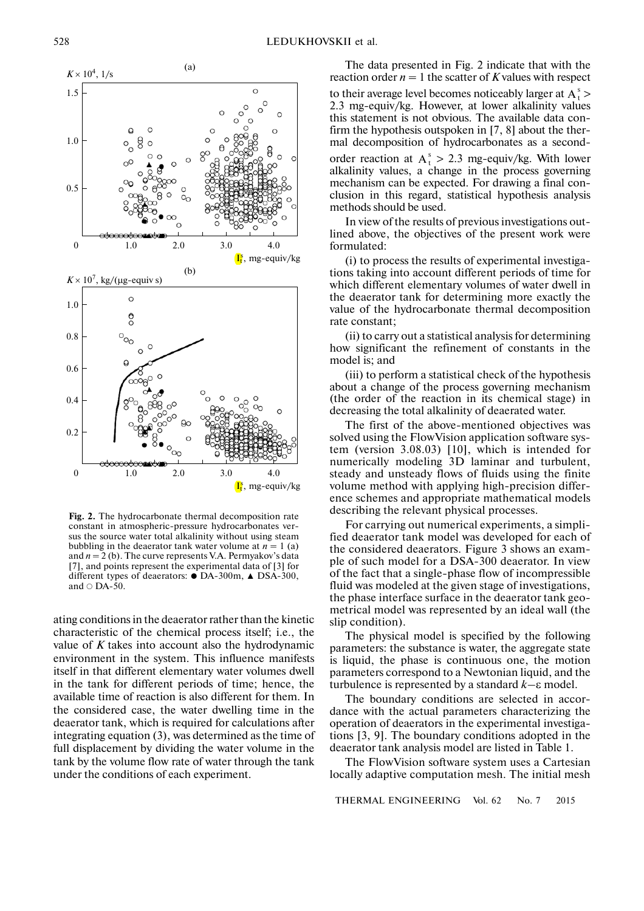Fig. 2. The hydrocarbonate thermal decomposition rate constant in atmospheric-pressure hydrocarbonates versus the source water total alkalinity without using steam bubbling in the deaerator tank water volume at $n = 1$ (a) and $n = 2$ (b). The curve represents V.A. Permyakov's data [7], and points represent the experimental data of [3] for different types of deaerators: ● DA-300m, ▲ DSA-300, and ○ DA-50.

ating conditions in the deaerator rather than the kinetic characteristic of the chemical process itself; i.e., the value of $K$ takes into account also the hydrodynamic environment in the system. This influence manifests itself in that different elementary water volumes dwell in the tank for different periods of time; hence, the available time of reaction is also different for them. In the considered case, the water dwelling time in the deaerator tank, which is required for calculations after integrating equation (3), was determined as the time of full displacement by dividing the water volume in the tank by the volume flow rate of water through the tank under the conditions of each experiment.

The data presented in Fig. 2 indicate that with the reaction order $n = 1$ the scatter of $K$ values with respect to their average level becomes noticeably larger at $A_t^s >$ 2.3 mg-equiv/kg. However, at lower alkalinity values this statement is not obvious. The available data confirm the hypothesis outspoken in [7, 8] about the thermal decomposition of hydrocarbonates as a second-order reaction at $A_t^s > 2.3$ mg-equiv/kg. With lower alkalinity values, a change in the process governing mechanism can be expected. For drawing a final conclusion in this regard, statistical hypothesis analysis methods should be used.

In view of the results of previous investigations outlined above, the objectives of the present work were formulated:

(i) to process the results of experimental investigations taking into account different periods of time for which different elementary volumes of water dwell in the deaerator tank for determining more exactly the value of the hydrocarbonate thermal decomposition rate constant;

(ii) to carry out a statistical analysis for determining how significant the refinement of constants in the model is; and

(iii) to perform a statistical check of the hypothesis about a change of the process governing mechanism (the order of the reaction in its chemical stage) in decreasing the total alkalinity of deaerated water.

The first of the above-mentioned objectives was solved using the FlowVision application software system (version 3.08.03) [10], which is intended for numerically modeling 3D laminar and turbulent, steady and unsteady flows of fluids using the finite volume method with applying high-precision difference schemes and appropriate mathematical models describing the relevant physical processes.

For carrying out numerical experiments, a simplified deaerator tank model was developed for each of the considered deaerators. Figure 3 shows an example of such model for a DSA-300 deaerator. In view of the fact that a single-phase flow of incompressible fluid was modeled at the given stage of investigations, the phase interface surface in the deaerator tank geometrical model was represented by an ideal wall (the slip condition).

The physical model is specified by the following parameters: the substance is water, the aggregate state is liquid, the phase is continuous one, the motion parameters correspond to a Newtonian liquid, and the turbulence is represented by a standard $k-\varepsilon$ model.

The boundary conditions are selected in accordance with the actual parameters characterizing the operation of deaerators in the experimental investigations [3, 9]. The boundary conditions adopted in the deaerator tank analysis model are listed in Table 1.

The FlowVision software system uses a Cartesian locally adaptive computation mesh. The initial mesh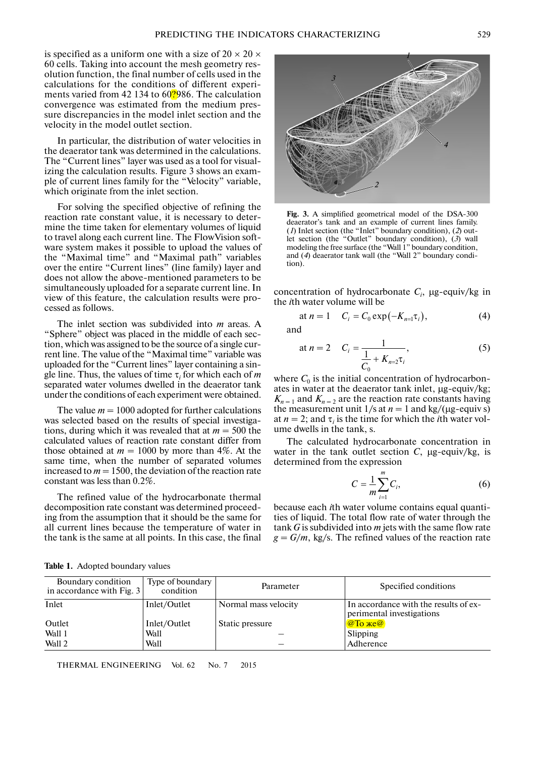is specified as a uniform one with a size of 20 × 20 × 60 cells. Taking into account the mesh geometry resolution function, the final number of cells used in the calculations for the conditions of different experiments varied from 42 134 to 60?986. The calculation convergence was estimated from the medium pressure discrepancies in the model inlet section and the velocity in the model outlet section.

In particular, the distribution of water velocities in the deaerator tank was determined in the calculations. The "Current lines" layer was used as a tool for visualizing the calculation results. Figure 3 shows an example of current lines family for the "Velocity" variable, which originate from the inlet section.

For solving the specified objective of refining the reaction rate constant value, it is necessary to determine the time taken for elementary volumes of liquid to travel along each current line. The FlowVision software system makes it possible to upload the values of the "Maximal time" and "Maximal path" variables over the entire "Current lines" (line family) layer and does not allow the above-mentioned parameters to be simultaneously uploaded for a separate current line. In view of this feature, the calculation results were processed as follows.

The inlet section was subdivided into $m$ areas. A "Sphere" object was placed in the middle of each section, which was assigned to be the source of a single current line. The value of the "Maximal time" variable was uploaded for the "Current lines" layer containing a single line. Thus, the values of time $\tau_i$ for which each of $m$ separated water volumes dwelled in the deaerator tank under the conditions of each experiment were obtained.

The value $m = 1000$ adopted for further calculations was selected based on the results of special investigations, during which it was revealed that at $m = 500$ the calculated values of reaction rate constant differ from those obtained at $m = 1000$ by more than 4%. At the same time, when the number of separated volumes increased to $m = 1500$, the deviation of the reaction rate constant was less than 0.2%.

The refined value of the hydrocarbonate thermal decomposition rate constant was determined proceeding from the assumption that it should be the same for all current lines because the temperature of water in the tank is the same at all points. In this case, the final concentration of hydrocarbonate $C_i$, μg-equiv/kg in the $i$th water volume will be

$$\text{at } n = 1 \quad C_i = C_0 \exp\left(-K_{n=1}\tau_i\right), \tag{4}$$

and

$$\text{at } n = 2 \quad C_i = \frac{1}{\dfrac{1}{C_0} + K_{n=2}\tau_i}, \tag{5}$$

where $C_0$ is the initial concentration of hydrocarbonates in water at the deaerator tank inlet, μg-equiv/kg; $K_{n=1}$ and $K_{n=2}$ are the reaction rate constants having the measurement unit 1/s at $n = 1$ and kg/(μg-equiv s) at $n = 2$; and $\tau_i$ is the time for which the $i$th water volume dwells in the tank, s.

The calculated hydrocarbonate concentration in water in the tank outlet section $C$, μg-equiv/kg, is determined from the expression

$$C = \frac{1}{m}\sum_{i=1}^{m} C_i, \tag{6}$$

because each $i$th water volume contains equal quantities of liquid. The total flow rate of water through the tank $G$ is subdivided into $m$ jets with the same flow rate $g = G/m$, kg/s. The refined values of the reaction rate

**Fig. 3.** A simplified geometrical model of the DSA-300 deaerator's tank and an example of current lines family. (*1*) Inlet section (the "Inlet" boundary condition), (*2*) outlet section (the "Outlet" boundary condition), (*3*) wall modeling the free surface (the "Wall 1" boundary condition, and (*4*) deaerator tank wall (the "Wall 2" boundary condition).

**Table 1.** Adopted boundary values

| Boundary condition in accordance with Fig. 3 | Type of boundary condition | Parameter | Specified conditions |
|---|---|---|---|
| Inlet | Inlet/Outlet | Normal mass velocity | In accordance with the results of experimental investigations |
| Outlet | Inlet/Outlet | Static pressure | @То же@ |
| Wall 1 | Wall | – | Slipping |
| Wall 2 | Wall | – | Adherence |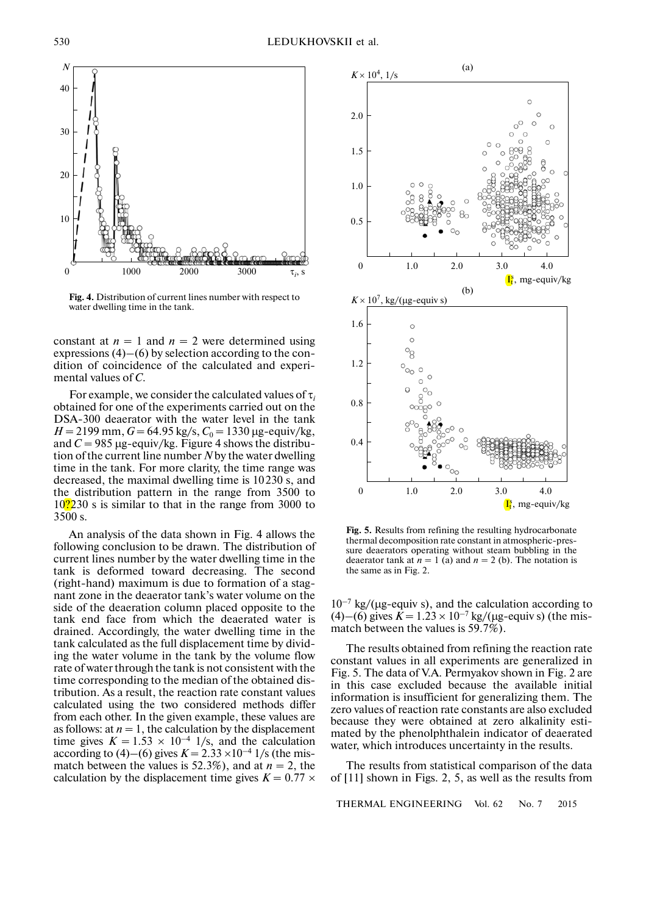Fig. 4. Distribution of current lines number with respect to water dwelling time in the tank.

constant at $n = 1$ and $n = 2$ were determined using expressions (4)–(6) by selection according to the condition of coincidence of the calculated and experimental values of $C$.

For example, we consider the calculated values of $\tau_i$ obtained for one of the experiments carried out on the DSA-300 deaerator with the water level in the tank $H = 2199$ mm, $G = 64.95$ kg/s, $C_0 = 1330$ μg-equiv/kg, and $C = 985$ μg-equiv/kg. Figure 4 shows the distribution of the current line number $N$ by the water dwelling time in the tank. For more clarity, the time range was decreased, the maximal dwelling time is 10 230 s, and the distribution pattern in the range from 3500 to 10 230 s is similar to that in the range from 3000 to 3500 s.

An analysis of the data shown in Fig. 4 allows the following conclusion to be drawn. The distribution of current lines number by the water dwelling time in the tank is deformed toward decreasing. The second (right-hand) maximum is due to formation of a stagnant zone in the deaerator tank's water volume on the side of the deaeration column placed opposite to the tank end face from which the deaerated water is drained. Accordingly, the water dwelling time in the tank calculated as the full displacement time by dividing the water volume in the tank by the volume flow rate of water through the tank is not consistent with the time corresponding to the median of the obtained distribution. As a result, the reaction rate constant values calculated using the two considered methods differ from each other. In the given example, these values are as follows: at $n = 1$, the calculation by the displacement time gives $K = 1.53 \times 10^{-4}$ 1/s, and the calculation according to (4)–(6) gives $K = 2.33 \times 10^{-4}$ 1/s (the mismatch between the values is 52.3%), and at $n = 2$, the calculation by the displacement time gives $K = 0.77 \times 10^{-7}$ kg/(μg-equiv s), and the calculation according to (4)–(6) gives $K = 1.23 \times 10^{-7}$ kg/(μg-equiv s) (the mismatch between the values is 59.7%).

Fig. 5. Results from refining the resulting hydrocarbonate thermal decomposition rate constant in atmospheric-pressure deaerators operating without steam bubbling in the deaerator tank at $n = 1$ (a) and $n = 2$ (b). The notation is the same as in Fig. 2.

The results obtained from refining the reaction rate constant values in all experiments are generalized in Fig. 5. The data of V.A. Permyakov shown in Fig. 2 are in this case excluded because the available initial information is insufficient for generalizing them. The zero values of reaction rate constants are also excluded because they were obtained at zero alkalinity estimated by the phenolphthalein indicator of deaerated water, which introduces uncertainty in the results.

The results from statistical comparison of the data of [11] shown in Figs. 2, 5, as well as the results from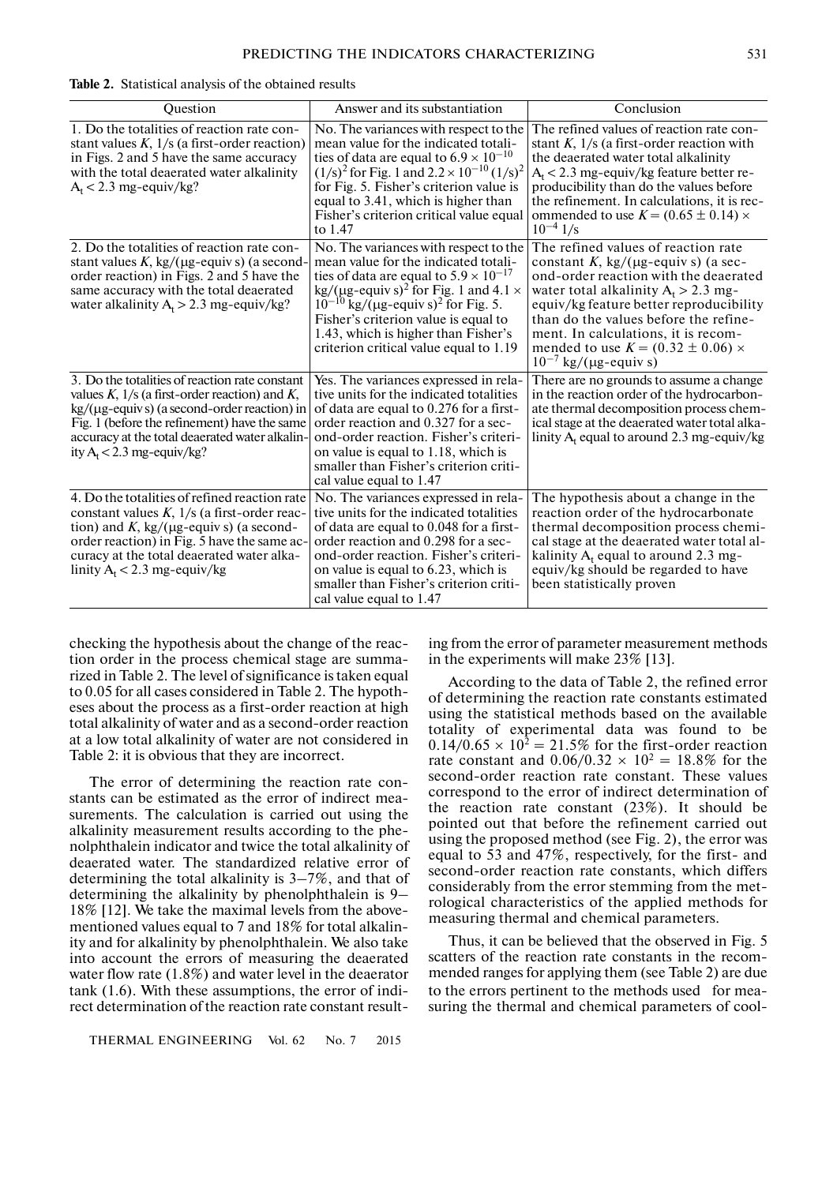**Table 2.** Statistical analysis of the obtained results

| Question | Answer and its substantiation | Conclusion |
|---|---|---|
| 1. Do the totalities of reaction rate constant values $K$, 1/s (a first-order reaction) in Figs. 2 and 5 have the same accuracy with the total deaerated water alkalinity $A_t < 2.3$ mg-equiv/kg? | No. The variances with respect to the mean value for the indicated totalities of data are equal to $6.9 \times 10^{-10}$ $(1/s)^2$ for Fig. 1 and $2.2 \times 10^{-10}$ $(1/s)^2$ for Fig. 5. Fisher's criterion value is equal to 3.41, which is higher than Fisher's criterion critical value equal to 1.47 | The refined values of reaction rate constant $K$, 1/s (a first-order reaction with the deaerated water total alkalinity $A_t < 2.3$ mg-equiv/kg feature better reproducibility than do the values before the refinement. In calculations, it is recommended to use $K = (0.65 \pm 0.14) \times 10^{-4}$ 1/s |
| 2. Do the totalities of reaction rate constant values $K$, kg/(μg-equiv s) (a second-order reaction) in Figs. 2 and 5 have the same accuracy with the total deaerated water alkalinity $A_t > 2.3$ mg-equiv/kg? | No. The variances with respect to the mean value for the indicated totalities of data are equal to $5.9 \times 10^{-17}$ kg/(μg-equiv s)$^2$ for Fig. 1 and $4.1 \times 10^{-10}$ kg/(μg-equiv s)$^2$ for Fig. 5. Fisher's criterion value is equal to 1.43, which is higher than Fisher's criterion critical value equal to 1.19 | The refined values of reaction rate constant $K$, kg/(μg-equiv s) (a second-order reaction with the deaerated water total alkalinity $A_t > 2.3$ mg-equiv/kg feature better reproducibility than do the values before the refinement. In calculations, it is recommended to use $K = (0.32 \pm 0.06) \times 10^{-7}$ kg/(μg-equiv s) |
| 3. Do the totalities of reaction rate constant values $K$, 1/s (a first-order reaction) and $K$, kg/(μg-equiv s) (a second-order reaction) in Fig. 1 (before the refinement) have the same accuracy at the total deaerated water alkalinity $A_t < 2.3$ mg-equiv/kg? | Yes. The variances expressed in relative units for the indicated totalities of data are equal to 0.276 for a first-order reaction and 0.327 for a second-order reaction. Fisher's criterion value is equal to 1.18, which is smaller than Fisher's criterion critical value equal to 1.47 | There are no grounds to assume a change in the reaction order of the hydrocarbonate thermal decomposition process chemical stage at the deaerated water total alkalinity $A_t$ equal to around 2.3 mg-equiv/kg |
| 4. Do the totalities of refined reaction rate constant values $K$, 1/s (a first-order reaction) and $K$, kg/(μg-equiv s) (a second-order reaction) in Fig. 5 have the same accuracy at the total deaerated water alkalinity $A_t < 2.3$ mg-equiv/kg | No. The variances expressed in relative units for the indicated totalities of data are equal to 0.048 for a first-order reaction and 0.298 for a second-order reaction. Fisher's criterion value is equal to 6.23, which is smaller than Fisher's criterion critical value equal to 1.47 | The hypothesis about a change in the reaction order of the hydrocarbonate thermal decomposition process chemical stage at the deaerated water total alkalinity $A_t$ equal to around 2.3 mg-equiv/kg should be regarded to have been statistically proven |

checking the hypothesis about the change of the reaction order in the process chemical stage are summarized in Table 2. The level of significance is taken equal to 0.05 for all cases considered in Table 2. The hypotheses about the process as a first-order reaction at high total alkalinity of water and as a second-order reaction at a low total alkalinity of water are not considered in Table 2: it is obvious that they are incorrect.

The error of determining the reaction rate constants can be estimated as the error of indirect measurements. The calculation is carried out using the alkalinity measurement results according to the phenolphthalein indicator and twice the total alkalinity of deaerated water. The standardized relative error of determining the total alkalinity is 3–7%, and that of determining the alkalinity by phenolphthalein is 9–18% [12]. We take the maximal levels from the above-mentioned values equal to 7 and 18% for total alkalinity and for alkalinity by phenolphthalein. We also take into account the errors of measuring the deaerated water flow rate (1.8%) and water level in the deaerator tank (1.6). With these assumptions, the error of indirect determination of the reaction rate constant resulting from the error of parameter measurement methods in the experiments will make 23% [13].

According to the data of Table 2, the refined error of determining the reaction rate constants estimated using the statistical methods based on the available totality of experimental data was found to be $0.14/0.65 \times 10^2 = 21.5\%$ for the first-order reaction rate constant and $0.06/0.32 \times 10^2 = 18.8\%$ for the second-order reaction rate constant. These values correspond to the error of indirect determination of the reaction rate constant (23%). It should be pointed out that before the refinement carried out using the proposed method (see Fig. 2), the error was equal to 53 and 47%, respectively, for the first- and second-order reaction rate constants, which differs considerably from the error stemming from the metrological characteristics of the applied methods for measuring thermal and chemical parameters.

Thus, it can be believed that the observed in Fig. 5 scatters of the reaction rate constants in the recommended ranges for applying them (see Table 2) are due to the errors pertinent to the methods used for measuring the thermal and chemical parameters of cool-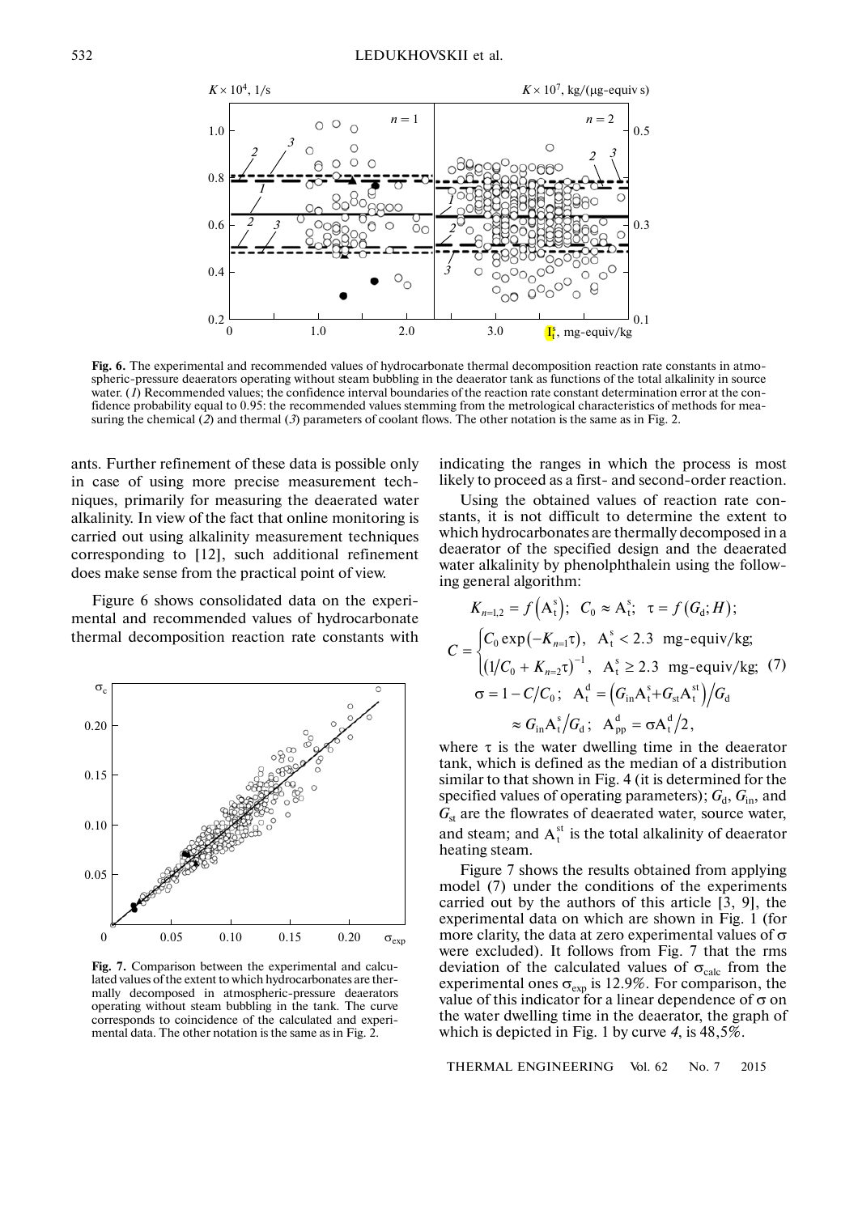Fig. 6. The experimental and recommended values of hydrocarbonate thermal decomposition reaction rate constants in atmospheric-pressure deaerators operating without steam bubbling in the deaerator tank as functions of the total alkalinity in source water. (*1*) Recommended values; the confidence interval boundaries of the reaction rate constant determination error at the confidence probability equal to 0.95: the recommended values stemming from the metrological characteristics of methods for measuring the chemical (*2*) and thermal (*3*) parameters of coolant flows. The other notation is the same as in Fig. 2.

ants. Further refinement of these data is possible only in case of using more precise measurement techniques, primarily for measuring the deaerated water alkalinity. In view of the fact that online monitoring is carried out using alkalinity measurement techniques corresponding to [12], such additional refinement does make sense from the practical point of view.

Figure 6 shows consolidated data on the experimental and recommended values of hydrocarbonate thermal decomposition reaction rate constants with indicating the ranges in which the process is most likely to proceed as a first- and second-order reaction.

Fig. 7. Comparison between the experimental and calculated values of the extent to which hydrocarbonates are thermally decomposed in atmospheric-pressure deaerators operating without steam bubbling in the tank. The curve corresponds to coincidence of the calculated and experimental data. The other notation is the same as in Fig. 2.

Using the obtained values of reaction rate constants, it is not difficult to determine the extent to which hydrocarbonates are thermally decomposed in a deaerator of the specified design and the deaerated water alkalinity by phenolphthalein using the following general algorithm:

$$K_{n=1,2} = f\left(A_t^s\right); \quad C_0 \approx A_t^s; \quad \tau = f\left(G_d; H\right);$$

$$C = \begin{cases} C_0 \exp\left(-K_{n=1}\tau\right), & A_t^s < 2.3 \text{ mg-equiv/kg}; \\ \left(1/C_0 + K_{n=2}\tau\right)^{-1}, & A_t^s \geq 2.3 \text{ mg-equiv/kg}; \end{cases} \quad (7)$$

$$\sigma = 1 - C/C_0; \quad A_t^d = \left(G_{in}A_t^s + G_{st}A_t^{st}\right)/G_d$$

$$\approx G_{in}A_t^s/G_d; \quad A_{pp}^d = \sigma A_t^d/2,$$

where $\tau$ is the water dwelling time in the deaerator tank, which is defined as the median of a distribution similar to that shown in Fig. 4 (it is determined for the specified values of operating parameters); $G_d$, $G_{in}$, and $G_{st}$ are the flowrates of deaerated water, source water, and steam; and $A_t^{st}$ is the total alkalinity of deaerator heating steam.

Figure 7 shows the results obtained from applying model (7) under the conditions of the experiments carried out by the authors of this article [3, 9], the experimental data on which are shown in Fig. 1 (for more clarity, the data at zero experimental values of $\sigma$ were excluded). It follows from Fig. 7 that the rms deviation of the calculated values of $\sigma_{calc}$ from the experimental ones $\sigma_{exp}$ is 12.9%. For comparison, the value of this indicator for a linear dependence of $\sigma$ on the water dwelling time in the deaerator, the graph of which is depicted in Fig. 1 by curve *4*, is 48,5%.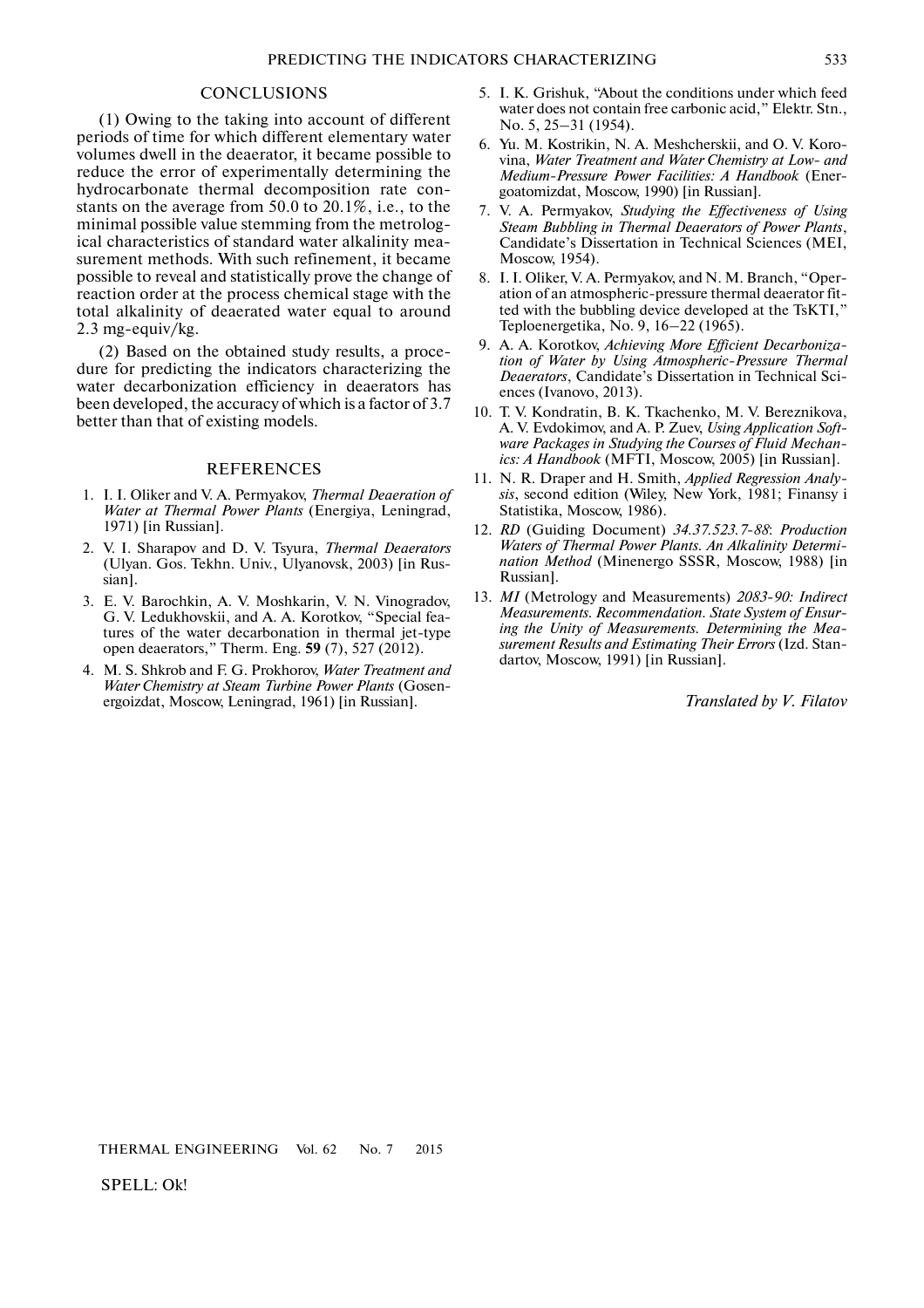## CONCLUSIONS

(1) Owing to the taking into account of different periods of time for which different elementary water volumes dwell in the deaerator, it became possible to reduce the error of experimentally determining the hydrocarbonate thermal decomposition rate constants on the average from 50.0 to 20.1%, i.e., to the minimal possible value stemming from the metrological characteristics of standard water alkalinity measurement methods. With such refinement, it became possible to reveal and statistically prove the change of reaction order at the process chemical stage with the total alkalinity of deaerated water equal to around 2.3 mg-equiv/kg.

(2) Based on the obtained study results, a procedure for predicting the indicators characterizing the water decarbonization efficiency in deaerators has been developed, the accuracy of which is a factor of 3.7 better than that of existing models.

## REFERENCES

1. I. I. Oliker and V. A. Permyakov, *Thermal Deaeration of Water at Thermal Power Plants* (Energiya, Leningrad, 1971) [in Russian].
2. V. I. Sharapov and D. V. Tsyura, *Thermal Deaerators* (Ulyan. Gos. Tekhn. Univ., Ulyanovsk, 2003) [in Russian].
3. E. V. Barochkin, A. V. Moshkarin, V. N. Vinogradov, G. V. Ledukhovskii, and A. A. Korotkov, "Special features of the water decarbonation in thermal jet-type open deaerators," Therm. Eng. **59** (7), 527 (2012).
4. M. S. Shkrob and F. G. Prokhorov, *Water Treatment and Water Chemistry at Steam Turbine Power Plants* (Gosenergoizdat, Moscow, Leningrad, 1961) [in Russian].
5. I. K. Grishuk, "About the conditions under which feed water does not contain free carbonic acid," Elektr. Stn., No. 5, 25–31 (1954).
6. Yu. M. Kostrikin, N. A. Meshcherskii, and O. V. Korovina, *Water Treatment and Water Chemistry at Low- and Medium-Pressure Power Facilities: A Handbook* (Energoatomizdat, Moscow, 1990) [in Russian].
7. V. A. Permyakov, *Studying the Effectiveness of Using Steam Bubbling in Thermal Deaerators of Power Plants*, Candidate's Dissertation in Technical Sciences (MEI, Moscow, 1954).
8. I. I. Oliker, V. A. Permyakov, and N. M. Branch, "Operation of an atmospheric-pressure thermal deaerator fitted with the bubbling device developed at the TsKTI," Teploenergetika, No. 9, 16–22 (1965).
9. A. A. Korotkov, *Achieving More Efficient Decarbonization of Water by Using Atmospheric-Pressure Thermal Deaerators*, Candidate's Dissertation in Technical Sciences (Ivanovo, 2013).
10. T. V. Kondratin, B. K. Tkachenko, M. V. Bereznikova, A. V. Evdokimov, and A. P. Zuev, *Using Application Software Packages in Studying the Courses of Fluid Mechanics: A Handbook* (MFTI, Moscow, 2005) [in Russian].
11. N. R. Draper and H. Smith, *Applied Regression Analysis*, second edition (Wiley, New York, 1981; Finansy i Statistika, Moscow, 1986).
12. *RD* (Guiding Document) *34.37.523.7-88*: *Production Waters of Thermal Power Plants. An Alkalinity Determination Method* (Minenergo SSSR, Moscow, 1988) [in Russian].
13. *MI* (Metrology and Measurements) *2083-90: Indirect Measurements. Recommendation. State System of Ensuring the Unity of Measurements. Determining the Measurement Results and Estimating Their Errors* (Izd. Standartov, Moscow, 1991) [in Russian].

*Translated by V. Filatov*

SPELL: Ok!